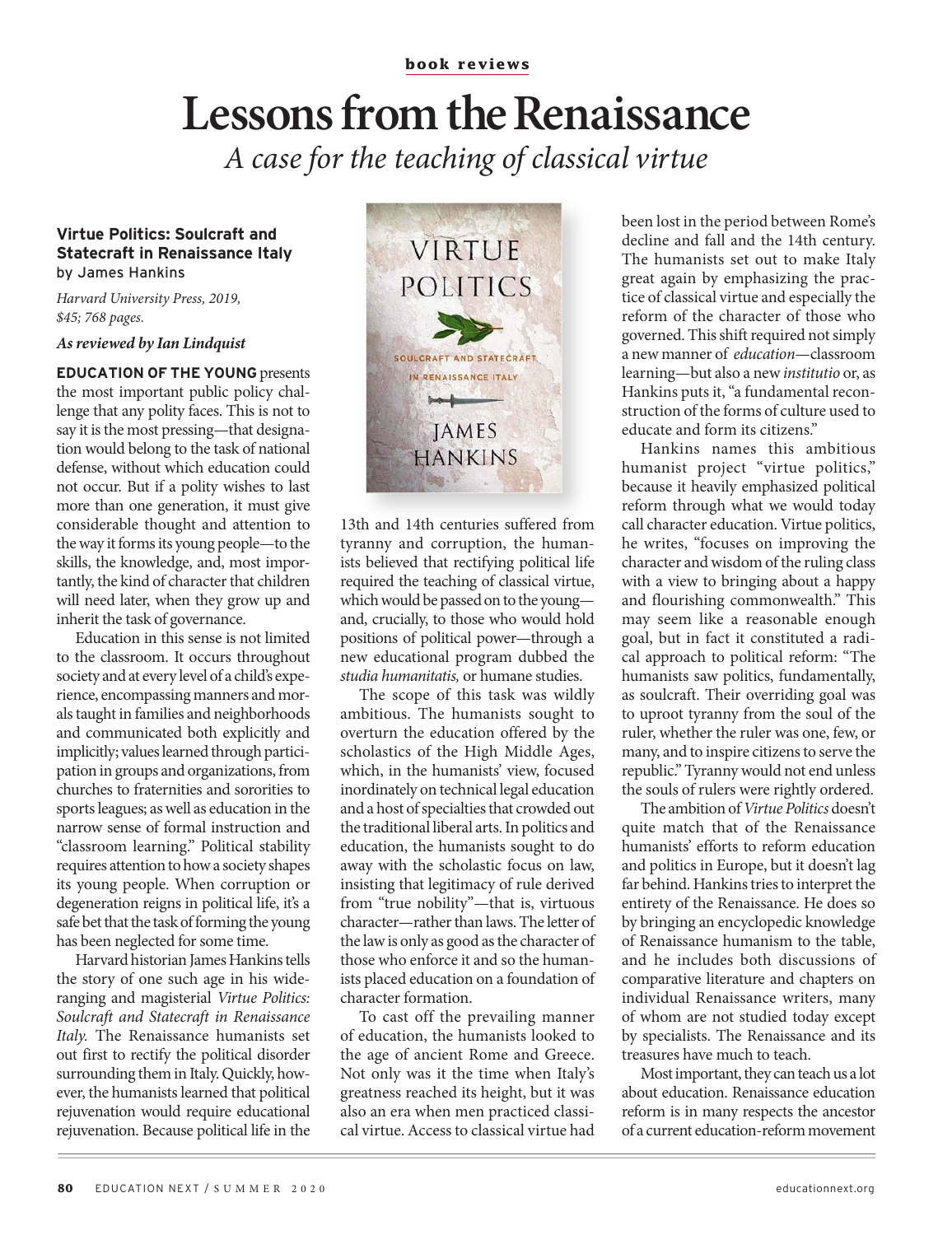book reviews

# Lessons from the Renaissance

*A case for the teaching of classical virtue*

**Virtue Politics: Soulcraft and Statecraft in Renaissance Italy**
by James Hankins

*Harvard University Press, 2019, $45; 768 pages.*

***As reviewed by Ian Lindquist***

**EDUCATION OF THE YOUNG** presents the most important public policy challenge that any polity faces. This is not to say it is the most pressing—that designation would belong to the task of national defense, without which education could not occur. But if a polity wishes to last more than one generation, it must give considerable thought and attention to the way it forms its young people—to the skills, the knowledge, and, most importantly, the kind of character that children will need later, when they grow up and inherit the task of governance.

Education in this sense is not limited to the classroom. It occurs throughout society and at every level of a child's experience, encompassing manners and morals taught in families and neighborhoods and communicated both explicitly and implicitly; values learned through participation in groups and organizations, from churches to fraternities and sororities to sports leagues; as well as education in the narrow sense of formal instruction and "classroom learning." Political stability requires attention to how a society shapes its young people. When corruption or degeneration reigns in political life, it's a safe bet that the task of forming the young has been neglected for some time.

Harvard historian James Hankins tells the story of one such age in his wide-ranging and magisterial *Virtue Politics: Soulcraft and Statecraft in Renaissance Italy.* The Renaissance humanists set out first to rectify the political disorder surrounding them in Italy. Quickly, however, the humanists learned that political rejuvenation would require educational rejuvenation. Because political life in the 13th and 14th centuries suffered from tyranny and corruption, the humanists believed that rectifying political life required the teaching of classical virtue, which would be passed on to the young—and, crucially, to those who would hold positions of political power—through a new educational program dubbed the *studia humanitatis,* or humane studies.

The scope of this task was wildly ambitious. The humanists sought to overturn the education offered by the scholastics of the High Middle Ages, which, in the humanists' view, focused inordinately on technical legal education and a host of specialties that crowded out the traditional liberal arts. In politics and education, the humanists sought to do away with the scholastic focus on law, insisting that legitimacy of rule derived from "true nobility"—that is, virtuous character—rather than laws. The letter of the law is only as good as the character of those who enforce it and so the humanists placed education on a foundation of character formation.

To cast off the prevailing manner of education, the humanists looked to the age of ancient Rome and Greece. Not only was it the time when Italy's greatness reached its height, but it was also an era when men practiced classical virtue. Access to classical virtue had been lost in the period between Rome's decline and fall and the 14th century. The humanists set out to make Italy great again by emphasizing the practice of classical virtue and especially the reform of the character of those who governed. This shift required not simply a new manner of *education*—classroom learning—but also a new *institutio* or, as Hankins puts it, "a fundamental reconstruction of the forms of culture used to educate and form its citizens."

Hankins names this ambitious humanist project "virtue politics," because it heavily emphasized political reform through what we would today call character education. Virtue politics, he writes, "focuses on improving the character and wisdom of the ruling class with a view to bringing about a happy and flourishing commonwealth." This may seem like a reasonable enough goal, but in fact it constituted a radical approach to political reform: "The humanists saw politics, fundamentally, as soulcraft. Their overriding goal was to uproot tyranny from the soul of the ruler, whether the ruler was one, few, or many, and to inspire citizens to serve the republic." Tyranny would not end unless the souls of rulers were rightly ordered.

The ambition of *Virtue Politics* doesn't quite match that of the Renaissance humanists' efforts to reform education and politics in Europe, but it doesn't lag far behind. Hankins tries to interpret the entirety of the Renaissance. He does so by bringing an encyclopedic knowledge of Renaissance humanism to the table, and he includes both discussions of comparative literature and chapters on individual Renaissance writers, many of whom are not studied today except by specialists. The Renaissance and its treasures have much to teach.

Most important, they can teach us a lot about education. Renaissance education reform is in many respects the ancestor of a current education-reform movement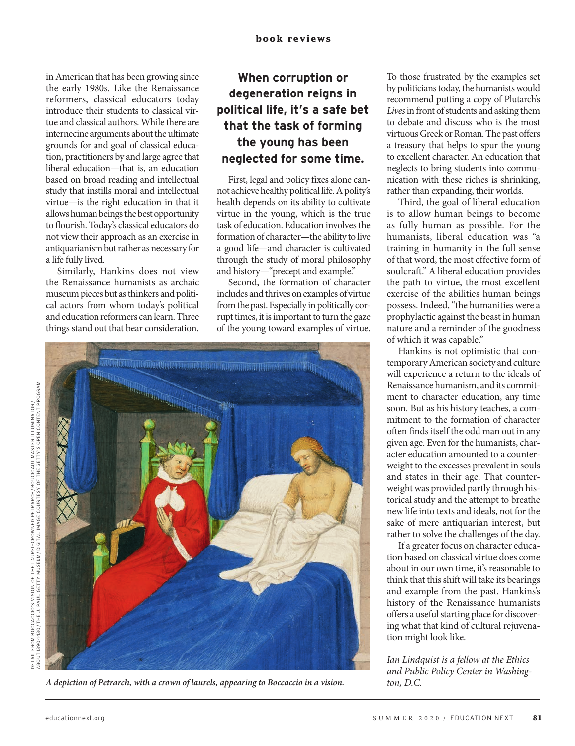in American that has been growing since the early 1980s. Like the Renaissance reformers, classical educators today introduce their students to classical virtue and classical authors. While there are internecine arguments about the ultimate grounds for and goal of classical education, practitioners by and large agree that liberal education—that is, an education based on broad reading and intellectual study that instills moral and intellectual virtue—is the right education in that it allows human beings the best opportunity to flourish. Today's classical educators do not view their approach as an exercise in antiquarianism but rather as necessary for a life fully lived.

Similarly, Hankins does not view the Renaissance humanists as archaic museum pieces but as thinkers and political actors from whom today's political and education reformers can learn. Three things stand out that bear consideration.

**When corruption or degeneration reigns in political life, it's a safe bet that the task of forming the young has been neglected for some time.**

First, legal and policy fixes alone cannot achieve healthy political life. A polity's health depends on its ability to cultivate virtue in the young, which is the true task of education. Education involves the formation of character—the ability to live a good life—and character is cultivated through the study of moral philosophy and history—"precept and example."

Second, the formation of character includes and thrives on examples of virtue from the past. Especially in politically corrupt times, it is important to turn the gaze of the young toward examples of virtue. To those frustrated by the examples set by politicians today, the humanists would recommend putting a copy of Plutarch's *Lives* in front of students and asking them to debate and discuss who is the most virtuous Greek or Roman. The past offers a treasury that helps to spur the young to excellent character. An education that neglects to bring students into communication with these riches is shrinking, rather than expanding, their worlds.

Third, the goal of liberal education is to allow human beings to become as fully human as possible. For the humanists, liberal education was "a training in humanity in the full sense of that word, the most effective form of soulcraft." A liberal education provides the path to virtue, the most excellent exercise of the abilities human beings possess. Indeed, "the humanities were a prophylactic against the beast in human nature and a reminder of the goodness of which it was capable."

Hankins is not optimistic that contemporary American society and culture will experience a return to the ideals of Renaissance humanism, and its commitment to character education, any time soon. But as his history teaches, a commitment to the formation of character often finds itself the odd man out in any given age. Even for the humanists, character education amounted to a counterweight to the excesses prevalent in souls and states in their age. That counterweight was provided partly through historical study and the attempt to breathe new life into texts and ideals, not for the sake of mere antiquarian interest, but rather to solve the challenges of the day.

If a greater focus on character education based on classical virtue does come about in our own time, it's reasonable to think that this shift will take its bearings and example from the past. Hankins's history of the Renaissance humanists offers a useful starting place for discovering what that kind of cultural rejuvenation might look like.

DETAIL FROM BOCCACCIO'S VISION OF THE LAUREL-CROWNED PETRARCH/BOUCICAUT MASTER ILLUMINATOR/ABOUT 1390-1430/THE J. PAUL GETTY MUSEUM/DIGITAL IMAGE COURTESY OF THE GETTY'S OPEN CONTENT PROGRAM

*A depiction of Petrarch, with a crown of laurels, appearing to Boccaccio in a vision.*

*Ian Lindquist is a fellow at the Ethics and Public Policy Center in Washington, D.C.*